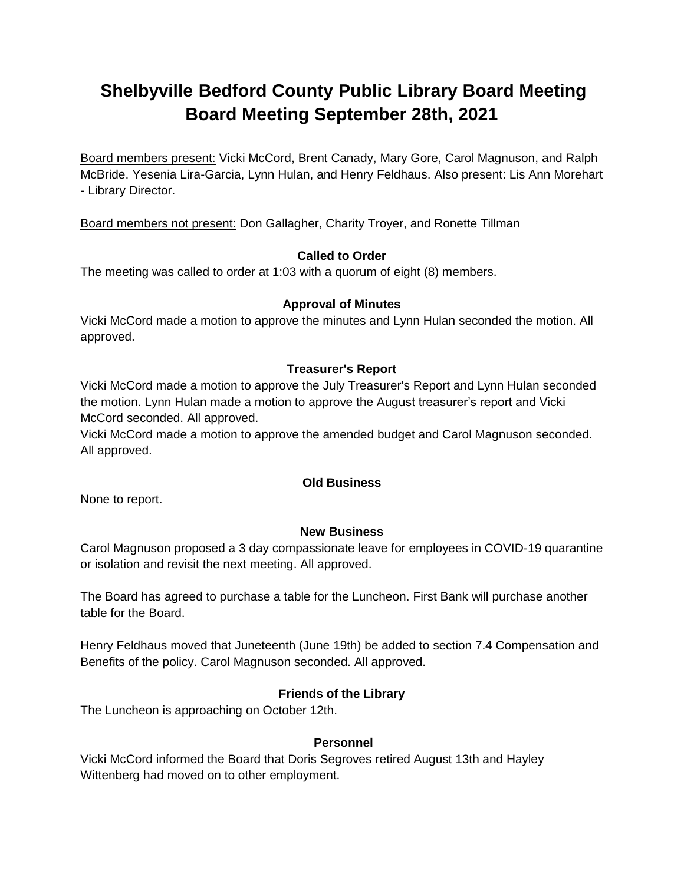# Shelbyville Bedford County Public Library Board Meeting
# Board Meeting September 28th, 2021

Board members present: Vicki McCord, Brent Canady, Mary Gore, Carol Magnuson, and Ralph McBride. Yesenia Lira-Garcia, Lynn Hulan, and Henry Feldhaus. Also present: Lis Ann Morehart - Library Director.

Board members not present: Don Gallagher, Charity Troyer, and Ronette Tillman

**Called to Order**

The meeting was called to order at 1:03 with a quorum of eight (8) members.

**Approval of Minutes**

Vicki McCord made a motion to approve the minutes and Lynn Hulan seconded the motion. All approved.

**Treasurer's Report**

Vicki McCord made a motion to approve the July Treasurer's Report and Lynn Hulan seconded the motion. Lynn Hulan made a motion to approve the August treasurer's report and Vicki McCord seconded. All approved.

Vicki McCord made a motion to approve the amended budget and Carol Magnuson seconded. All approved.

**Old Business**

None to report.

**New Business**

Carol Magnuson proposed a 3 day compassionate leave for employees in COVID-19 quarantine or isolation and revisit the next meeting. All approved.

The Board has agreed to purchase a table for the Luncheon. First Bank will purchase another table for the Board.

Henry Feldhaus moved that Juneteenth (June 19th) be added to section 7.4 Compensation and Benefits of the policy. Carol Magnuson seconded. All approved.

**Friends of the Library**

The Luncheon is approaching on October 12th.

**Personnel**

Vicki McCord informed the Board that Doris Segroves retired August 13th and Hayley Wittenberg had moved on to other employment.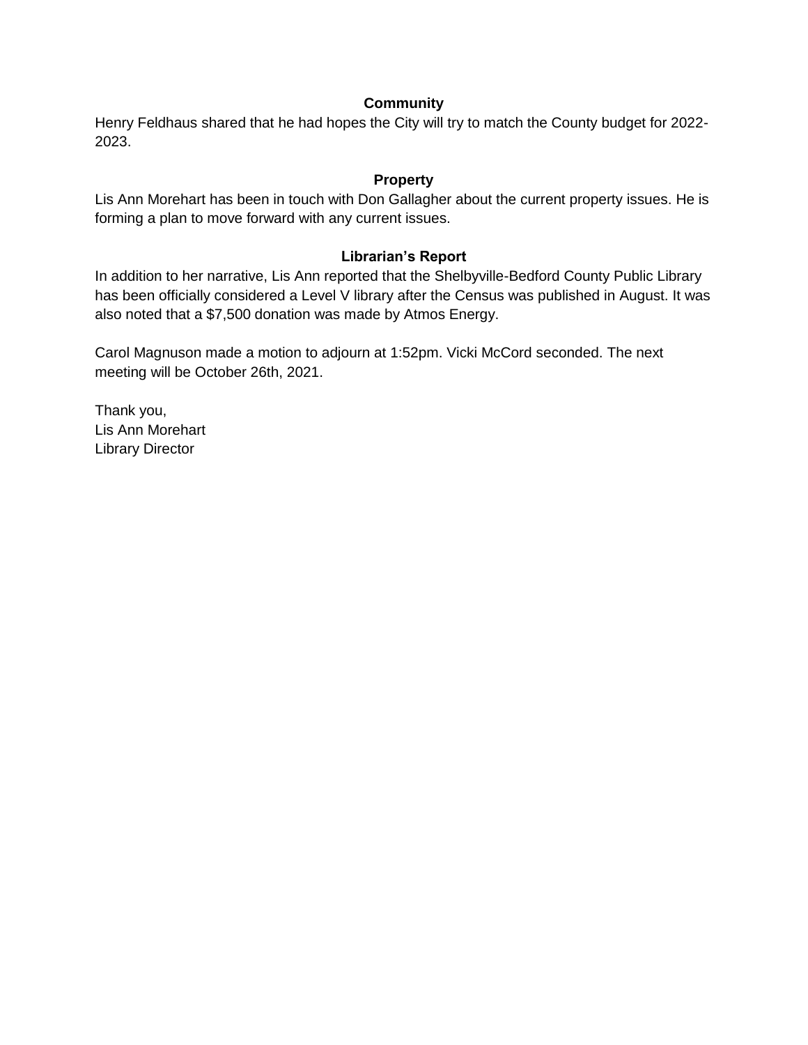**Community**

Henry Feldhaus shared that he had hopes the City will try to match the County budget for 2022-2023.

**Property**

Lis Ann Morehart has been in touch with Don Gallagher about the current property issues. He is forming a plan to move forward with any current issues.

**Librarian's Report**

In addition to her narrative, Lis Ann reported that the Shelbyville-Bedford County Public Library has been officially considered a Level V library after the Census was published in August. It was also noted that a $7,500 donation was made by Atmos Energy.

Carol Magnuson made a motion to adjourn at 1:52pm. Vicki McCord seconded. The next meeting will be October 26th, 2021.

Thank you,
Lis Ann Morehart
Library Director